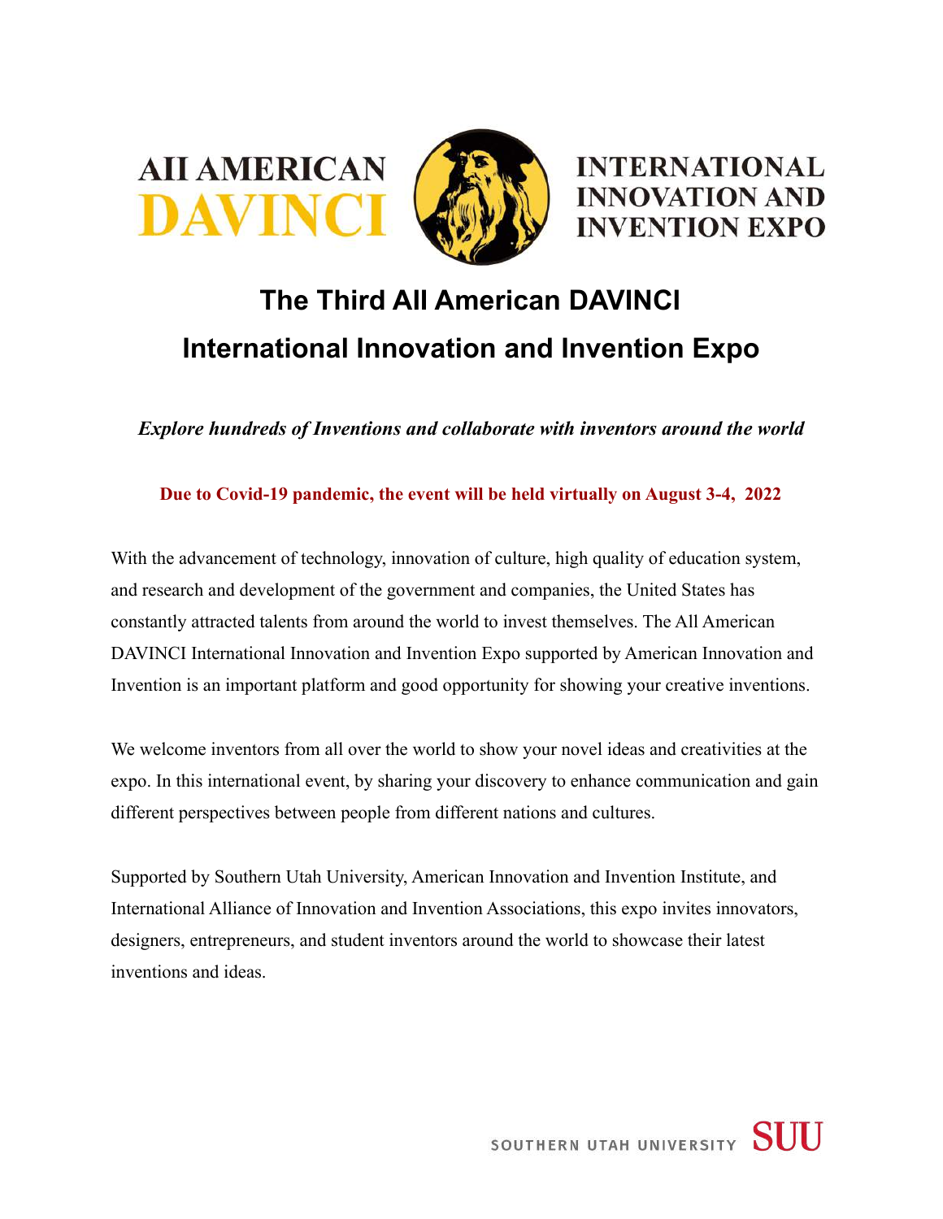AII AMERICAN **DAVINCI** INTERNATIONAL INNOVATION AND INVENTION EXPO

# The Third All American DAVINCI International Innovation and Invention Expo

*Explore hundreds of Inventions and collaborate with inventors around the world*

**Due to Covid-19 pandemic, the event will be held virtually on August 3-4, 2022**

With the advancement of technology, innovation of culture, high quality of education system, and research and development of the government and companies, the United States has constantly attracted talents from around the world to invest themselves. The All American DAVINCI International Innovation and Invention Expo supported by American Innovation and Invention is an important platform and good opportunity for showing your creative inventions.

We welcome inventors from all over the world to show your novel ideas and creativities at the expo. In this international event, by sharing your discovery to enhance communication and gain different perspectives between people from different nations and cultures.

Supported by Southern Utah University, American Innovation and Invention Institute, and International Alliance of Innovation and Invention Associations, this expo invites innovators, designers, entrepreneurs, and student inventors around the world to showcase their latest inventions and ideas.

SOUTHERN UTAH UNIVERSITY SUU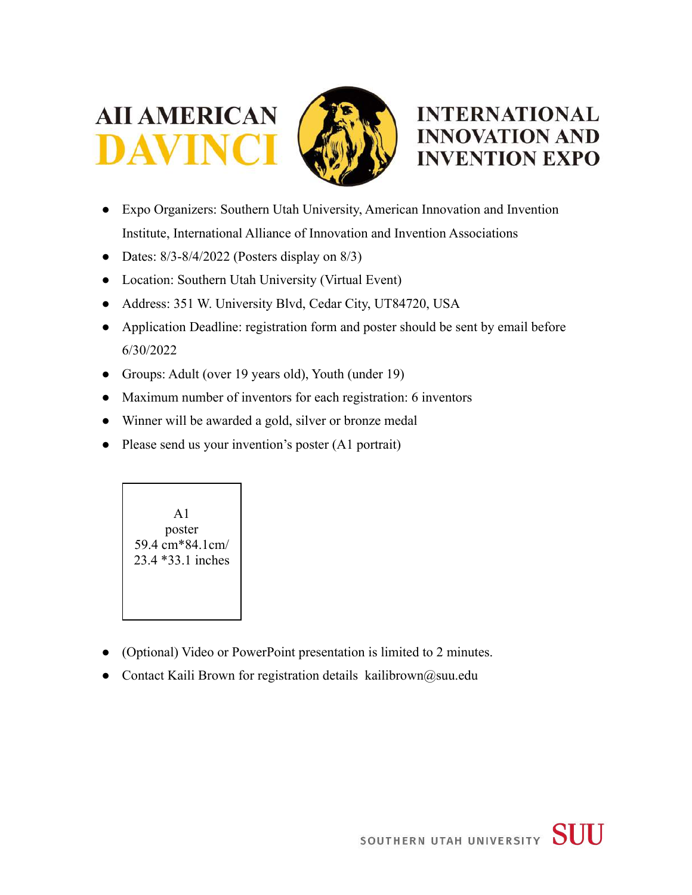# AII AMERICAN DAVINCI INTERNATIONAL INNOVATION AND INVENTION EXPO

- Expo Organizers: Southern Utah University, American Innovation and Invention Institute, International Alliance of Innovation and Invention Associations
- Dates: 8/3-8/4/2022 (Posters display on 8/3)
- Location: Southern Utah University (Virtual Event)
- Address: 351 W. University Blvd, Cedar City, UT84720, USA
- Application Deadline: registration form and poster should be sent by email before 6/30/2022
- Groups: Adult (over 19 years old), Youth (under 19)
- Maximum number of inventors for each registration: 6 inventors
- Winner will be awarded a gold, silver or bronze medal
- Please send us your invention's poster (A1 portrait)

| A1 poster 59.4 cm*84.1cm/ 23.4 *33.1 inches |
|---|

- (Optional) Video or PowerPoint presentation is limited to 2 minutes.
- Contact Kaili Brown for registration details kailibrown@suu.edu

SOUTHERN UTAH UNIVERSITY SUU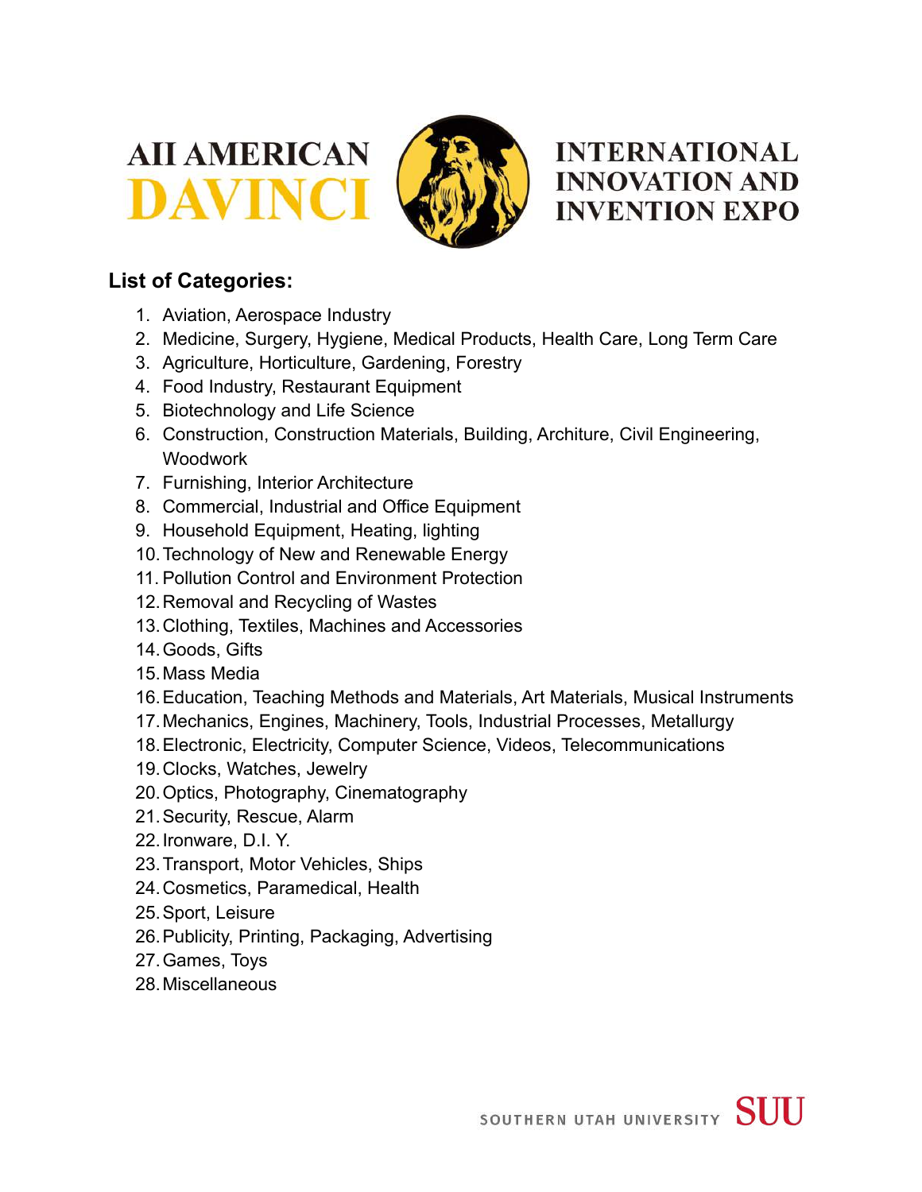AII AMERICAN **DAVINCI** INTERNATIONAL INNOVATION AND INVENTION EXPO

## List of Categories:

1. Aviation, Aerospace Industry
2. Medicine, Surgery, Hygiene, Medical Products, Health Care, Long Term Care
3. Agriculture, Horticulture, Gardening, Forestry
4. Food Industry, Restaurant Equipment
5. Biotechnology and Life Science
6. Construction, Construction Materials, Building, Architure, Civil Engineering, Woodwork
7. Furnishing, Interior Architecture
8. Commercial, Industrial and Office Equipment
9. Household Equipment, Heating, lighting
10. Technology of New and Renewable Energy
11. Pollution Control and Environment Protection
12. Removal and Recycling of Wastes
13. Clothing, Textiles, Machines and Accessories
14. Goods, Gifts
15. Mass Media
16. Education, Teaching Methods and Materials, Art Materials, Musical Instruments
17. Mechanics, Engines, Machinery, Tools, Industrial Processes, Metallurgy
18. Electronic, Electricity, Computer Science, Videos, Telecommunications
19. Clocks, Watches, Jewelry
20. Optics, Photography, Cinematography
21. Security, Rescue, Alarm
22. Ironware, D.I. Y.
23. Transport, Motor Vehicles, Ships
24. Cosmetics, Paramedical, Health
25. Sport, Leisure
26. Publicity, Printing, Packaging, Advertising
27. Games, Toys
28. Miscellaneous

SOUTHERN UTAH UNIVERSITY SUU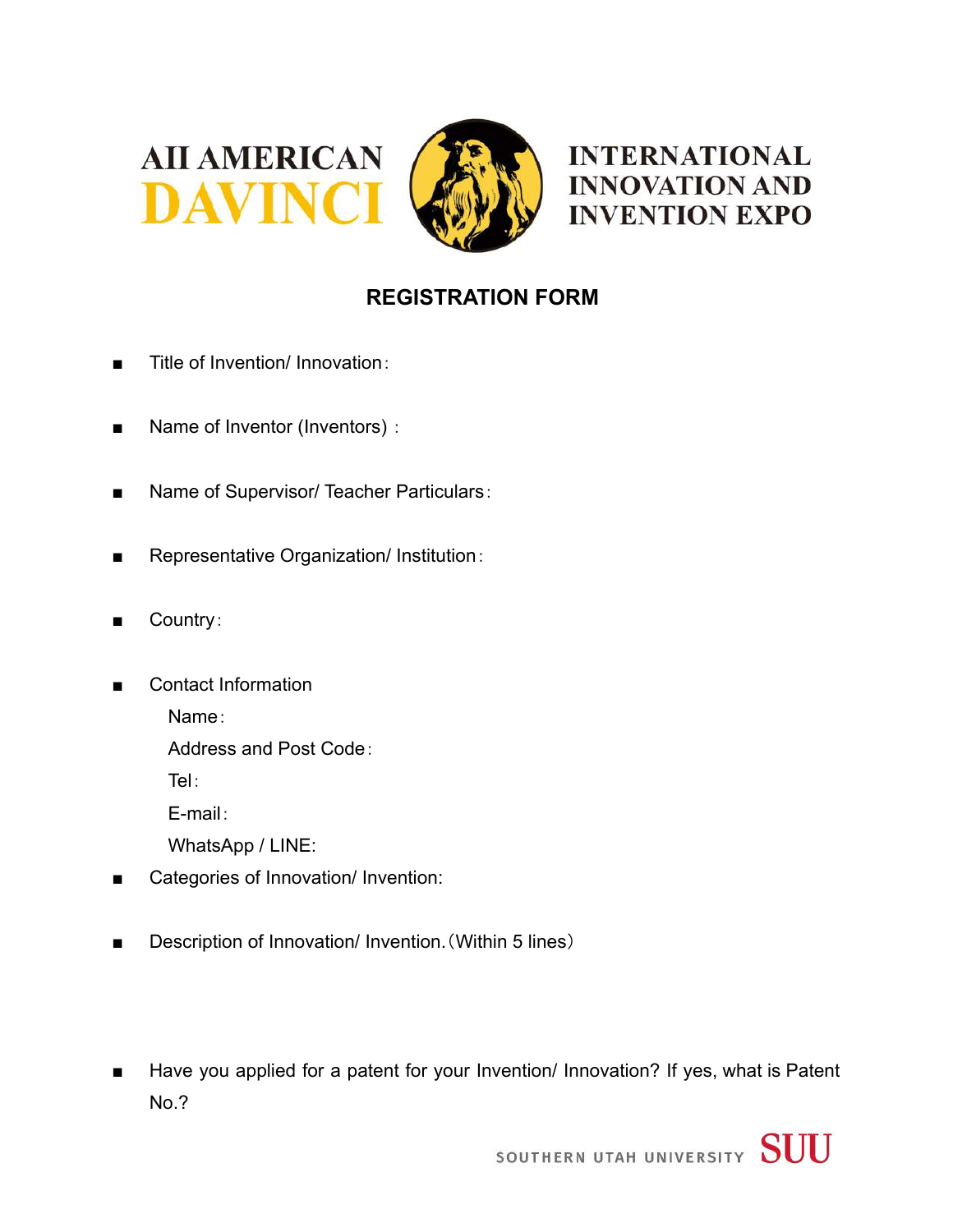AII AMERICAN **DAVINCI** INTERNATIONAL INNOVATION AND INVENTION EXPO

## REGISTRATION FORM

- Title of Invention/ Innovation：
- Name of Inventor (Inventors) ：
- Name of Supervisor/ Teacher Particulars：
- Representative Organization/ Institution：
- Country：
- Contact Information
  - Name：
  - Address and Post Code：
  - Tel：
  - E-mail：
  - WhatsApp / LINE:
- Categories of Innovation/ Invention:
- Description of Innovation/ Invention.（Within 5 lines）
- Have you applied for a patent for your Invention/ Innovation? If yes, what is Patent No.?

SOUTHERN UTAH UNIVERSITY SUU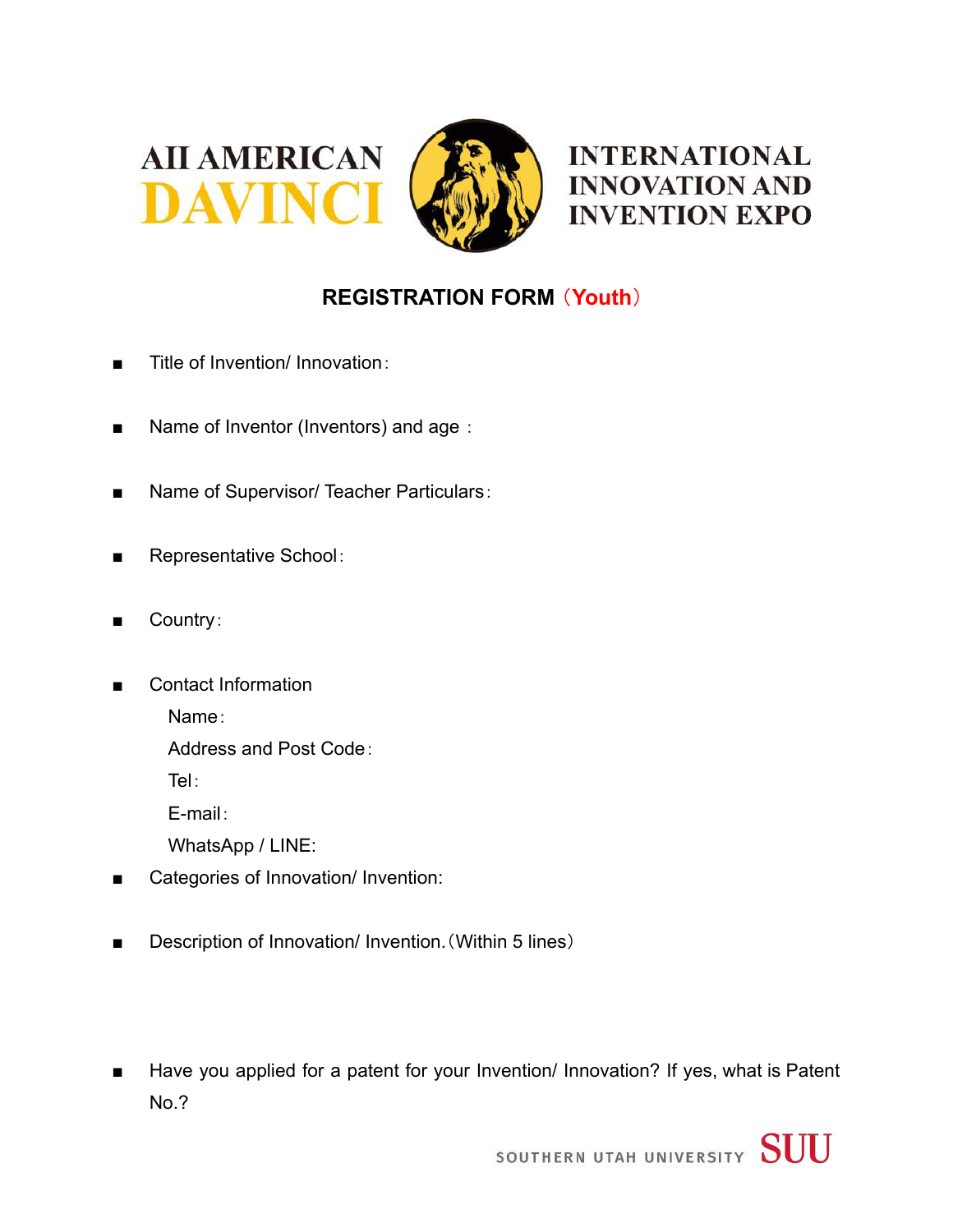AII AMERICAN DAVINCI

INTERNATIONAL INNOVATION AND INVENTION EXPO

## REGISTRATION FORM（Youth）

- Title of Invention/ Innovation:
- Name of Inventor (Inventors) and age :
- Name of Supervisor/ Teacher Particulars:
- Representative School:
- Country:
- Contact Information
  - Name:
  - Address and Post Code:
  - Tel:
  - E-mail:
  - WhatsApp / LINE:
- Categories of Innovation/ Invention:
- Description of Innovation/ Invention.（Within 5 lines）
- Have you applied for a patent for your Invention/ Innovation? If yes, what is Patent No.?

SOUTHERN UTAH UNIVERSITY SUU